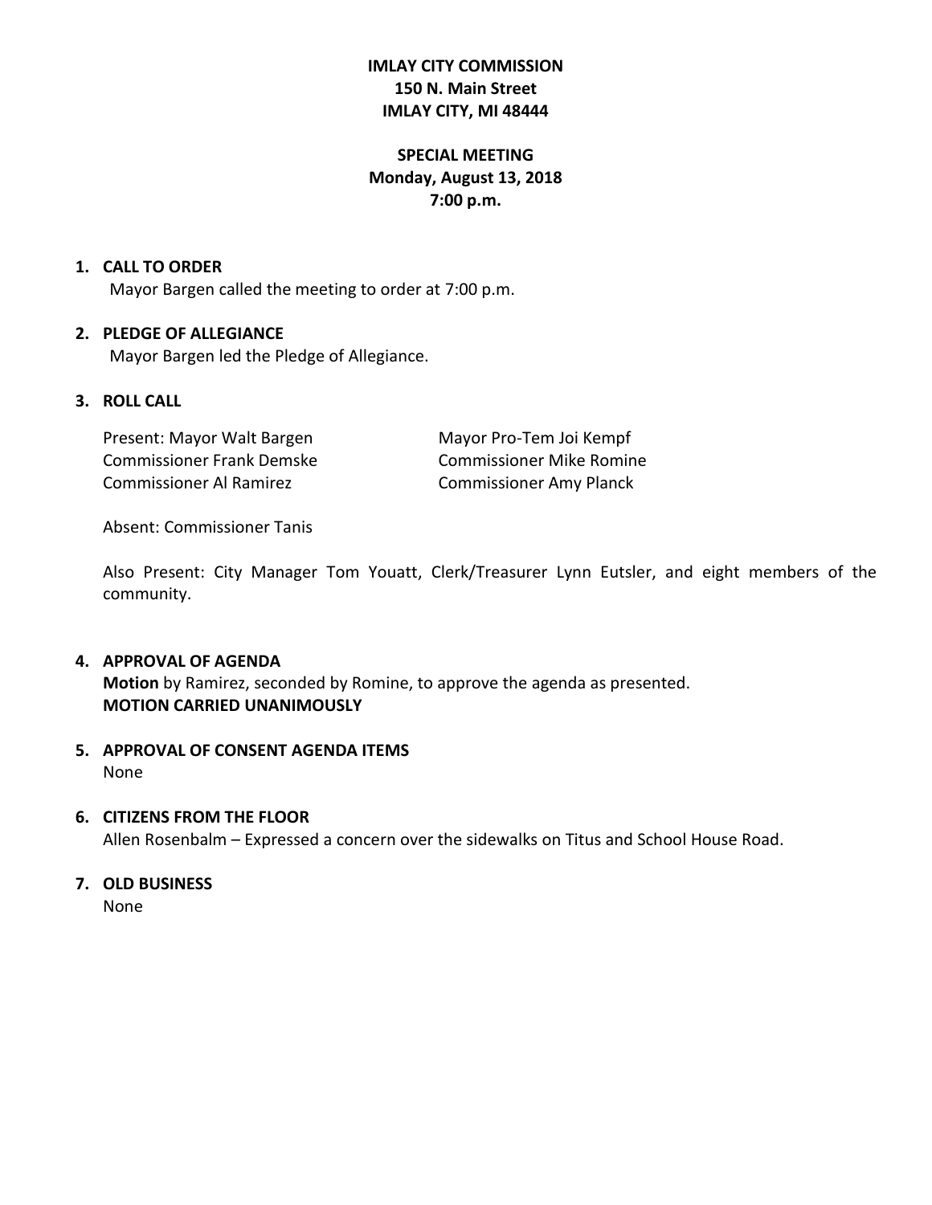**IMLAY CITY COMMISSION**
**150 N. Main Street**
**IMLAY CITY, MI 48444**

**SPECIAL MEETING**
**Monday, August 13, 2018**
**7:00 p.m.**

1. **CALL TO ORDER**
   Mayor Bargen called the meeting to order at 7:00 p.m.

2. **PLEDGE OF ALLEGIANCE**
   Mayor Bargen led the Pledge of Allegiance.

3. **ROLL CALL**

   Present: Mayor Walt Bargen
   Mayor Pro-Tem Joi Kempf
   Commissioner Frank Demske
   Commissioner Mike Romine
   Commissioner Al Ramirez
   Commissioner Amy Planck

   Absent: Commissioner Tanis

   Also Present: City Manager Tom Youatt, Clerk/Treasurer Lynn Eutsler, and eight members of the community.

4. **APPROVAL OF AGENDA**
   **Motion** by Ramirez, seconded by Romine, to approve the agenda as presented.
   **MOTION CARRIED UNANIMOUSLY**

5. **APPROVAL OF CONSENT AGENDA ITEMS**
   None

6. **CITIZENS FROM THE FLOOR**
   Allen Rosenbalm – Expressed a concern over the sidewalks on Titus and School House Road.

7. **OLD BUSINESS**
   None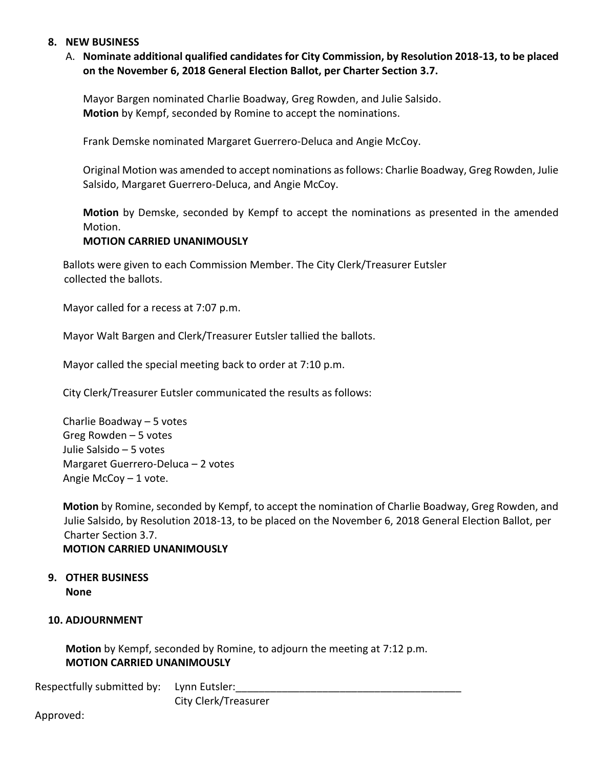## 8. NEW BUSINESS

A. **Nominate additional qualified candidates for City Commission, by Resolution 2018-13, to be placed on the November 6, 2018 General Election Ballot, per Charter Section 3.7.**

Mayor Bargen nominated Charlie Boadway, Greg Rowden, and Julie Salsido.
**Motion** by Kempf, seconded by Romine to accept the nominations.

Frank Demske nominated Margaret Guerrero-Deluca and Angie McCoy.

Original Motion was amended to accept nominations as follows: Charlie Boadway, Greg Rowden, Julie Salsido, Margaret Guerrero-Deluca, and Angie McCoy.

**Motion** by Demske, seconded by Kempf to accept the nominations as presented in the amended Motion.
**MOTION CARRIED UNANIMOUSLY**

Ballots were given to each Commission Member. The City Clerk/Treasurer Eutsler collected the ballots.

Mayor called for a recess at 7:07 p.m.

Mayor Walt Bargen and Clerk/Treasurer Eutsler tallied the ballots.

Mayor called the special meeting back to order at 7:10 p.m.

City Clerk/Treasurer Eutsler communicated the results as follows:

Charlie Boadway – 5 votes
Greg Rowden – 5 votes
Julie Salsido – 5 votes
Margaret Guerrero-Deluca – 2 votes
Angie McCoy – 1 vote.

**Motion** by Romine, seconded by Kempf, to accept the nomination of Charlie Boadway, Greg Rowden, and Julie Salsido, by Resolution 2018-13, to be placed on the November 6, 2018 General Election Ballot, per Charter Section 3.7.
**MOTION CARRIED UNANIMOUSLY**

## 9. OTHER BUSINESS

**None**

## 10. ADJOURNMENT

**Motion** by Kempf, seconded by Romine, to adjourn the meeting at 7:12 p.m.
**MOTION CARRIED UNANIMOUSLY**

Respectfully submitted by: Lynn Eutsler:________________________________________
City Clerk/Treasurer

Approved: